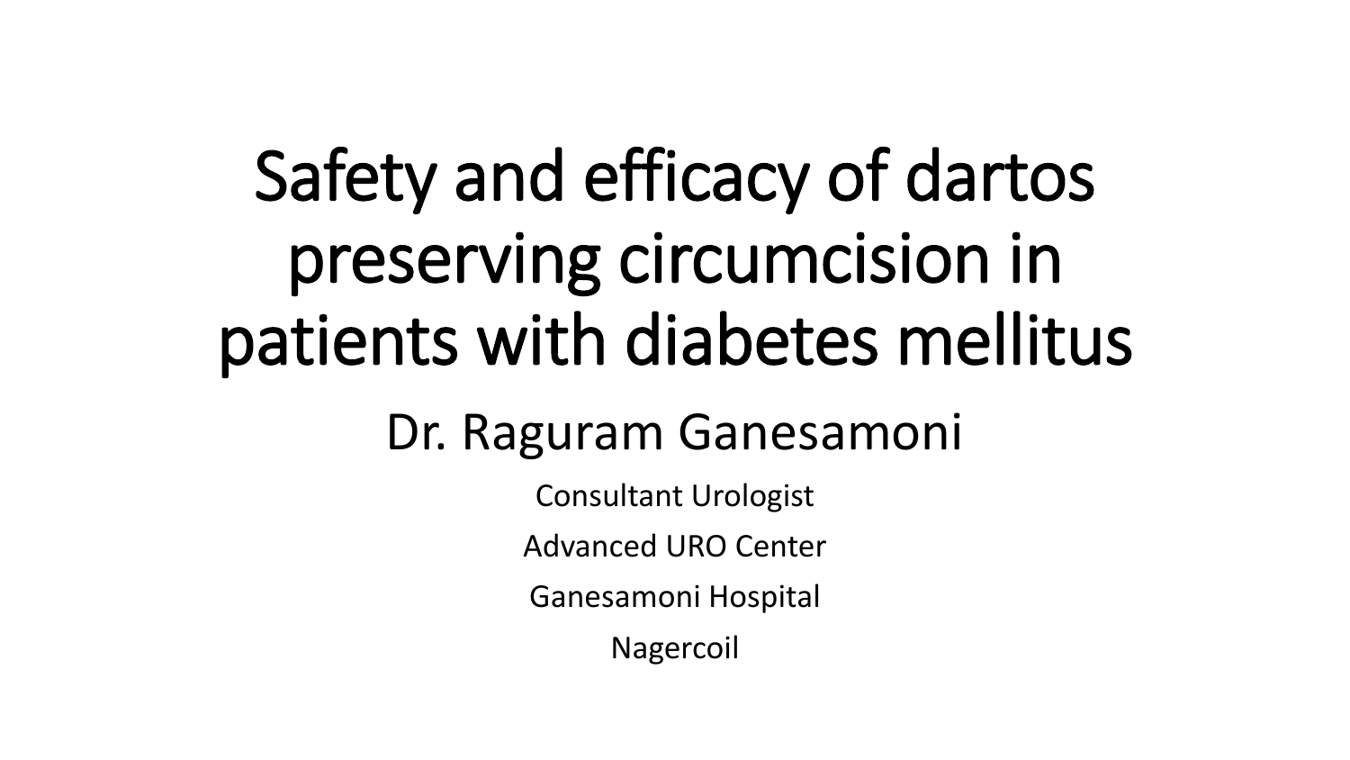# Safety and efficacy of dartos preserving circumcision in patients with diabetes mellitus

## Dr. Raguram Ganesamoni

Consultant Urologist

Advanced URO Center

Ganesamoni Hospital

Nagercoil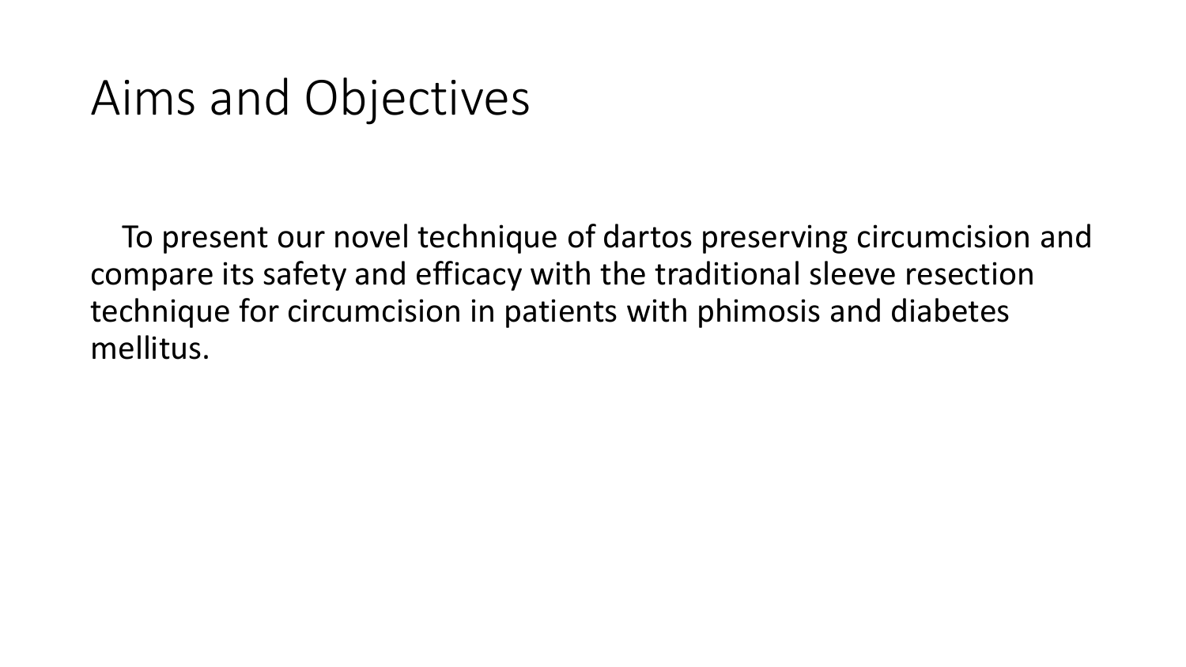# Aims and Objectives

To present our novel technique of dartos preserving circumcision and compare its safety and efficacy with the traditional sleeve resection technique for circumcision in patients with phimosis and diabetes mellitus.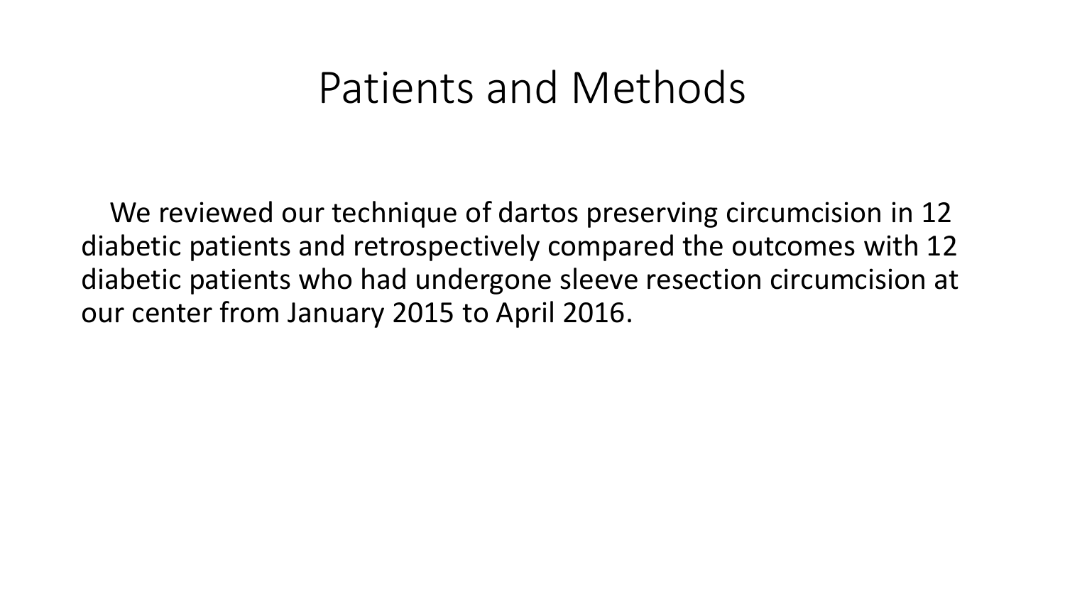# Patients and Methods

We reviewed our technique of dartos preserving circumcision in 12 diabetic patients and retrospectively compared the outcomes with 12 diabetic patients who had undergone sleeve resection circumcision at our center from January 2015 to April 2016.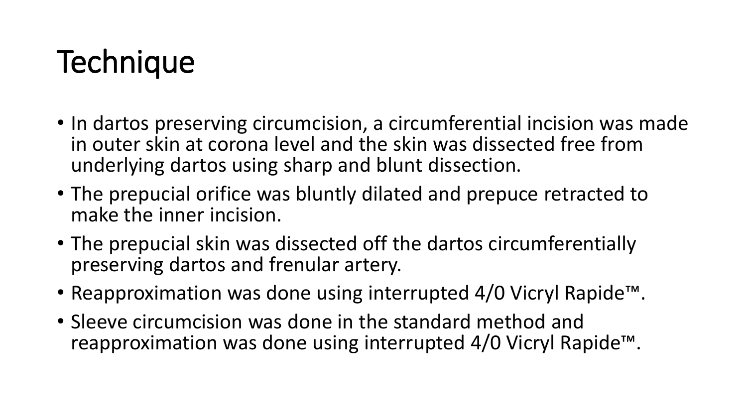# Technique

- In dartos preserving circumcision, a circumferential incision was made in outer skin at corona level and the skin was dissected free from underlying dartos using sharp and blunt dissection.
- The prepucial orifice was bluntly dilated and prepuce retracted to make the inner incision.
- The prepucial skin was dissected off the dartos circumferentially preserving dartos and frenular artery.
- Reapproximation was done using interrupted 4/0 Vicryl Rapide™.
- Sleeve circumcision was done in the standard method and reapproximation was done using interrupted 4/0 Vicryl Rapide™.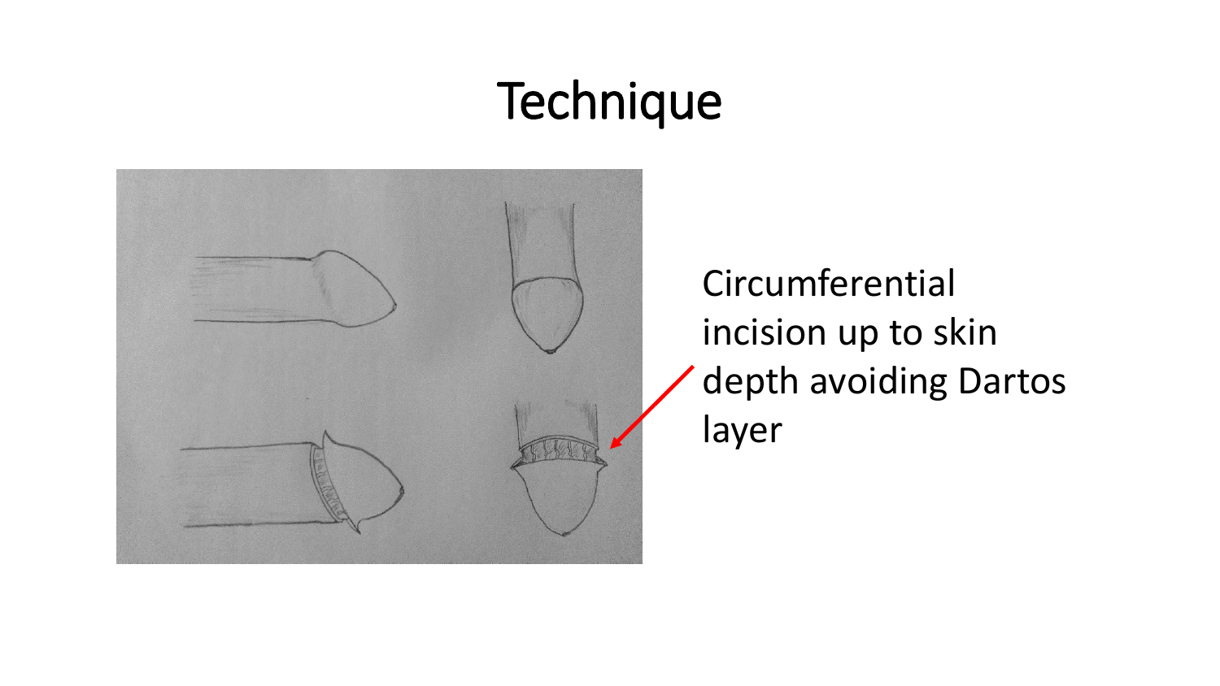# Technique

Circumferential incision up to skin depth avoiding Dartos layer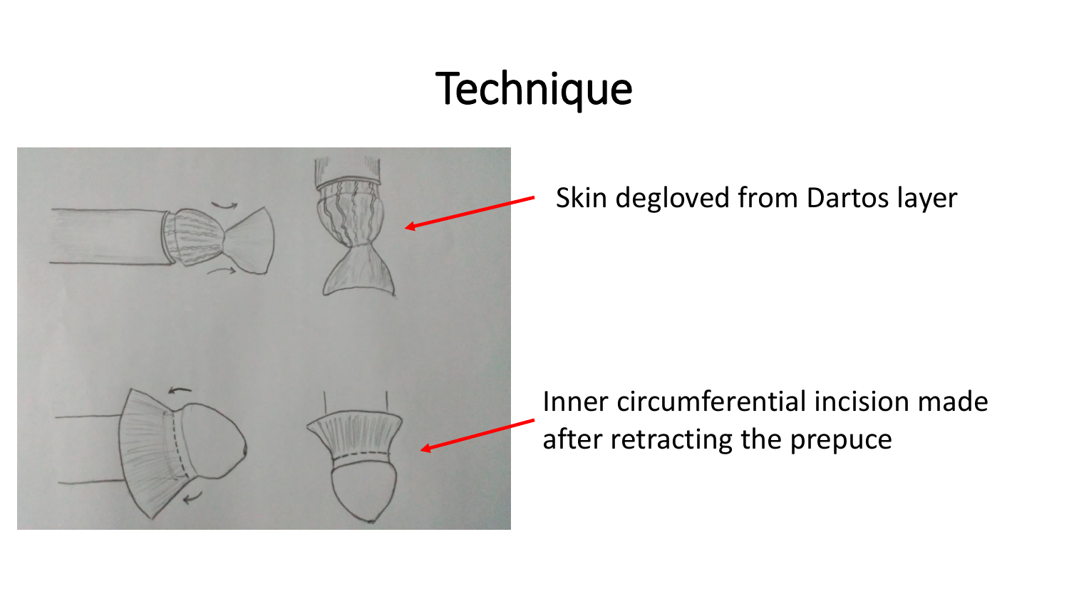# Technique

Skin degloved from Dartos layer

Inner circumferential incision made after retracting the prepuce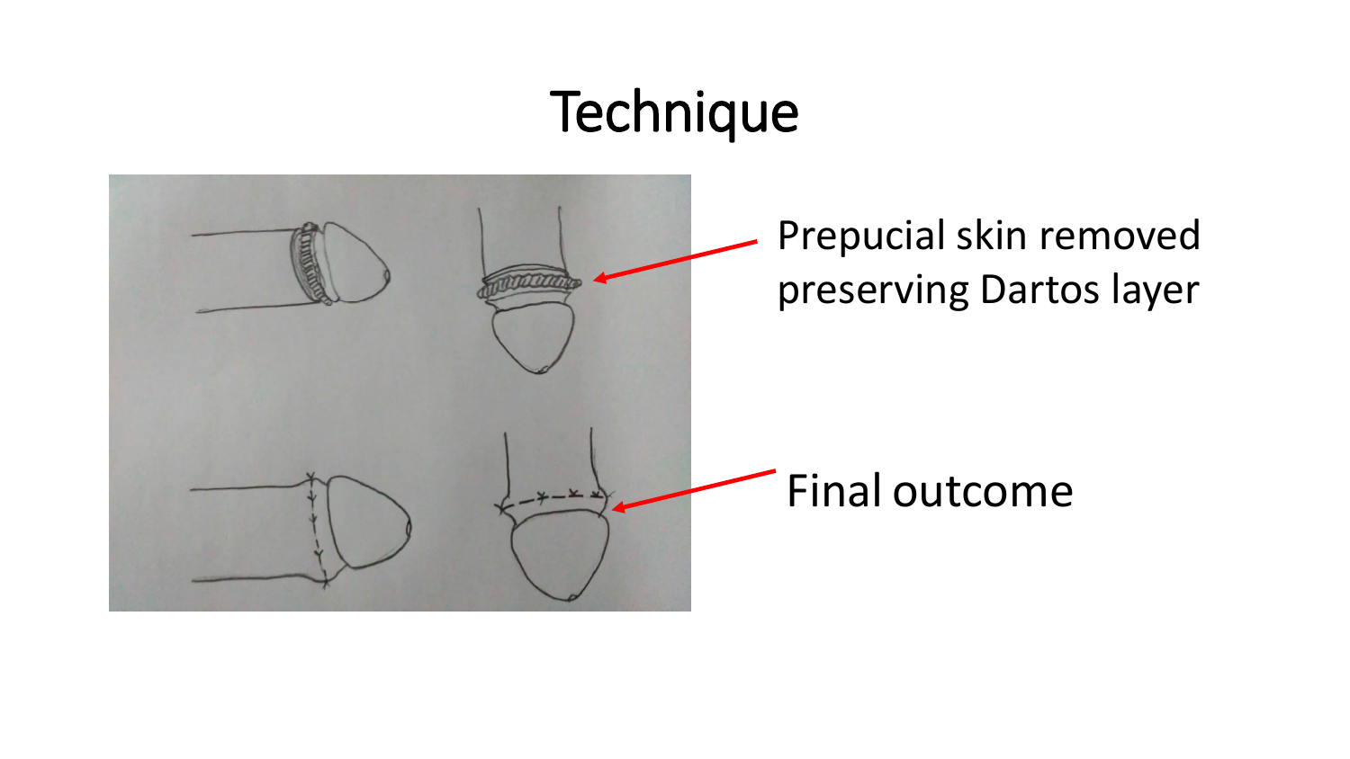# Technique

Prepucial skin removed preserving Dartos layer

Final outcome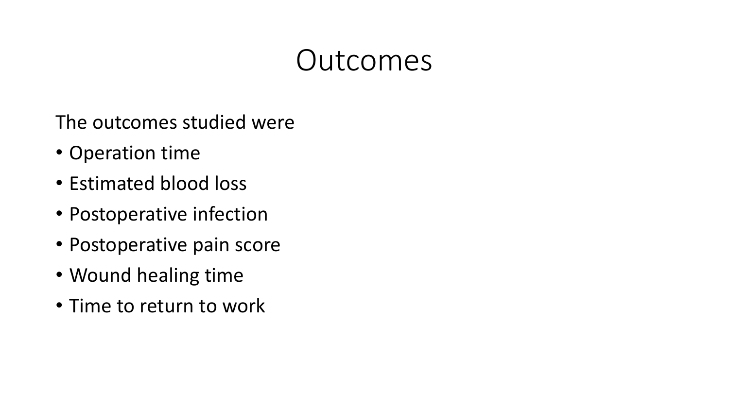# Outcomes

The outcomes studied were

- Operation time
- Estimated blood loss
- Postoperative infection
- Postoperative pain score
- Wound healing time
- Time to return to work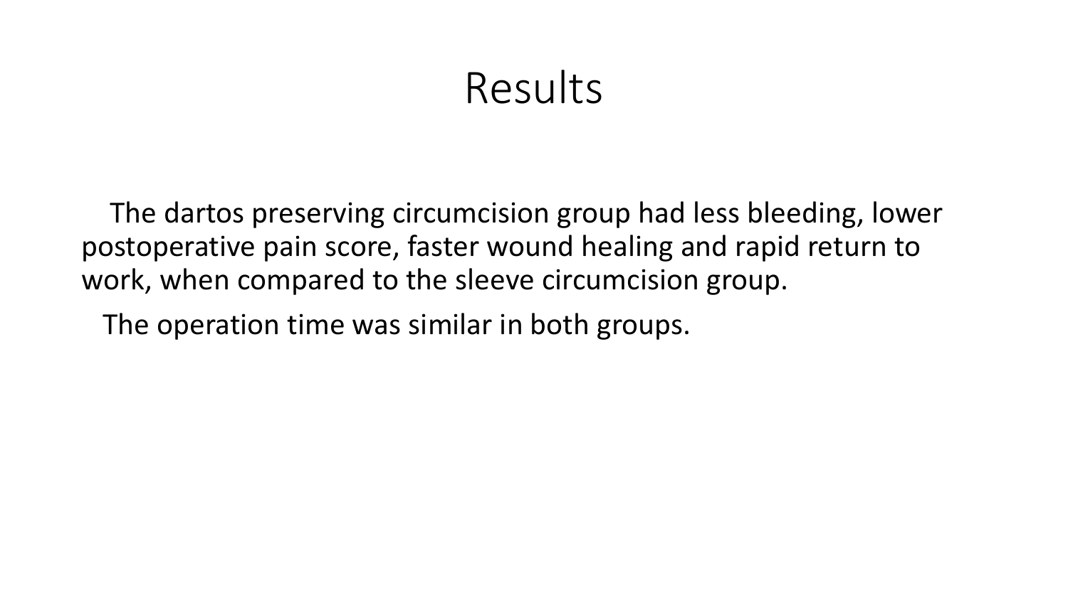# Results

The dartos preserving circumcision group had less bleeding, lower postoperative pain score, faster wound healing and rapid return to work, when compared to the sleeve circumcision group.

The operation time was similar in both groups.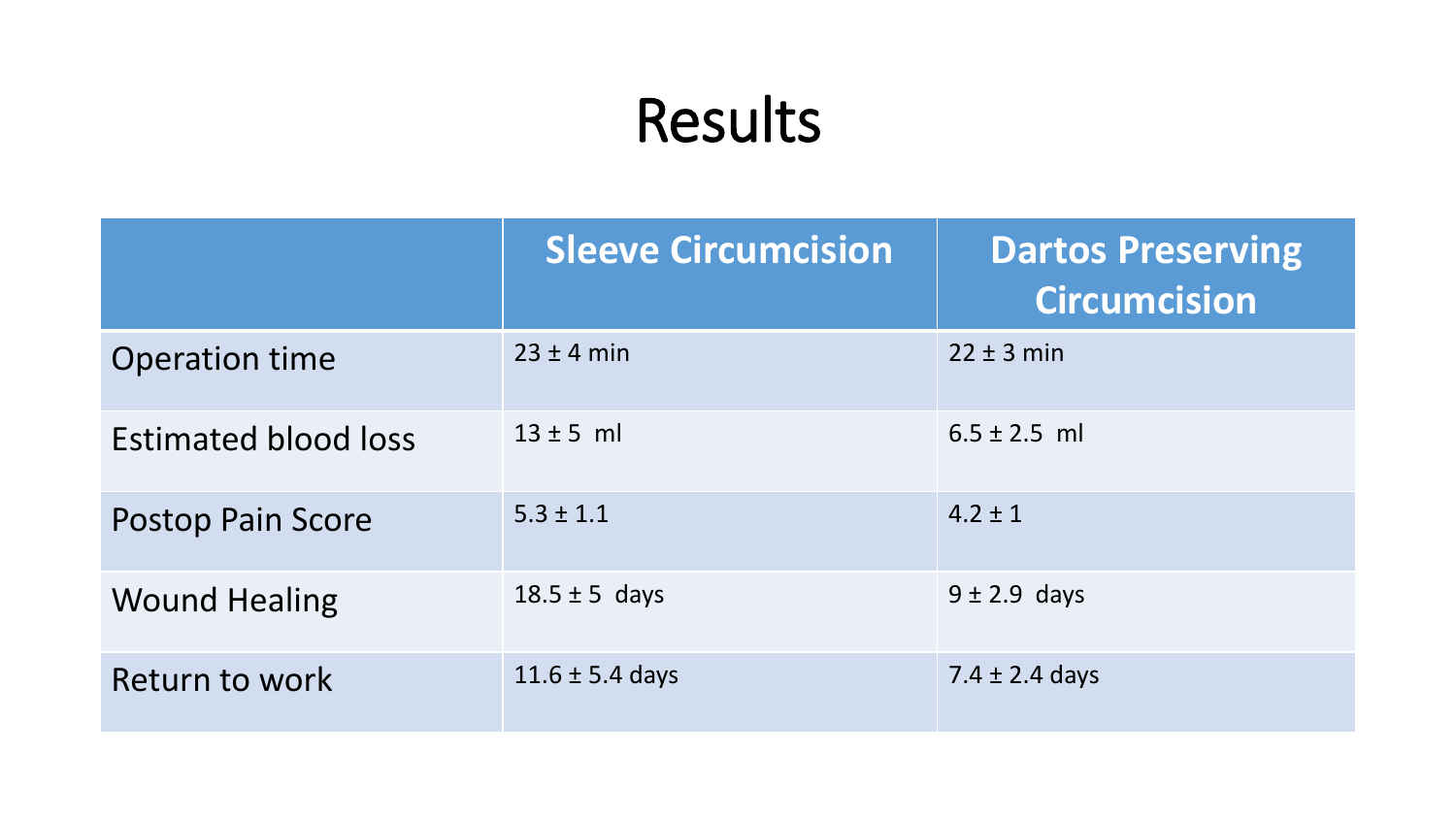# Results

| | Sleeve Circumcision | Dartos Preserving Circumcision |
|---|---|---|
| Operation time | 23 ± 4 min | 22 ± 3 min |
| Estimated blood loss | 13 ± 5 ml | 6.5 ± 2.5 ml |
| Postop Pain Score | 5.3 ± 1.1 | 4.2 ± 1 |
| Wound Healing | 18.5 ± 5 days | 9 ± 2.9 days |
| Return to work | 11.6 ± 5.4 days | 7.4 ± 2.4 days |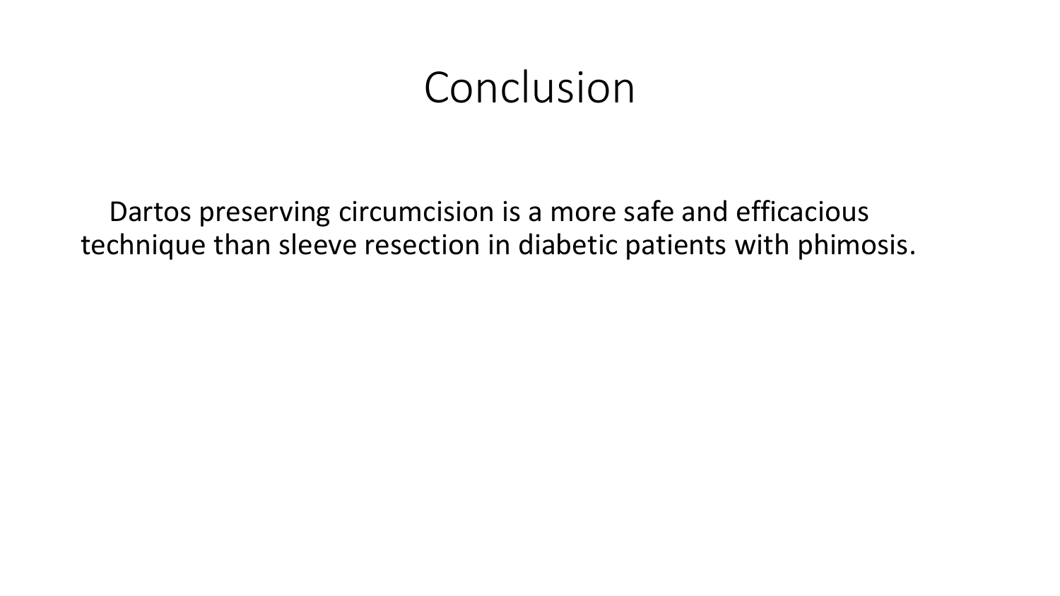# Conclusion

Dartos preserving circumcision is a more safe and efficacious technique than sleeve resection in diabetic patients with phimosis.